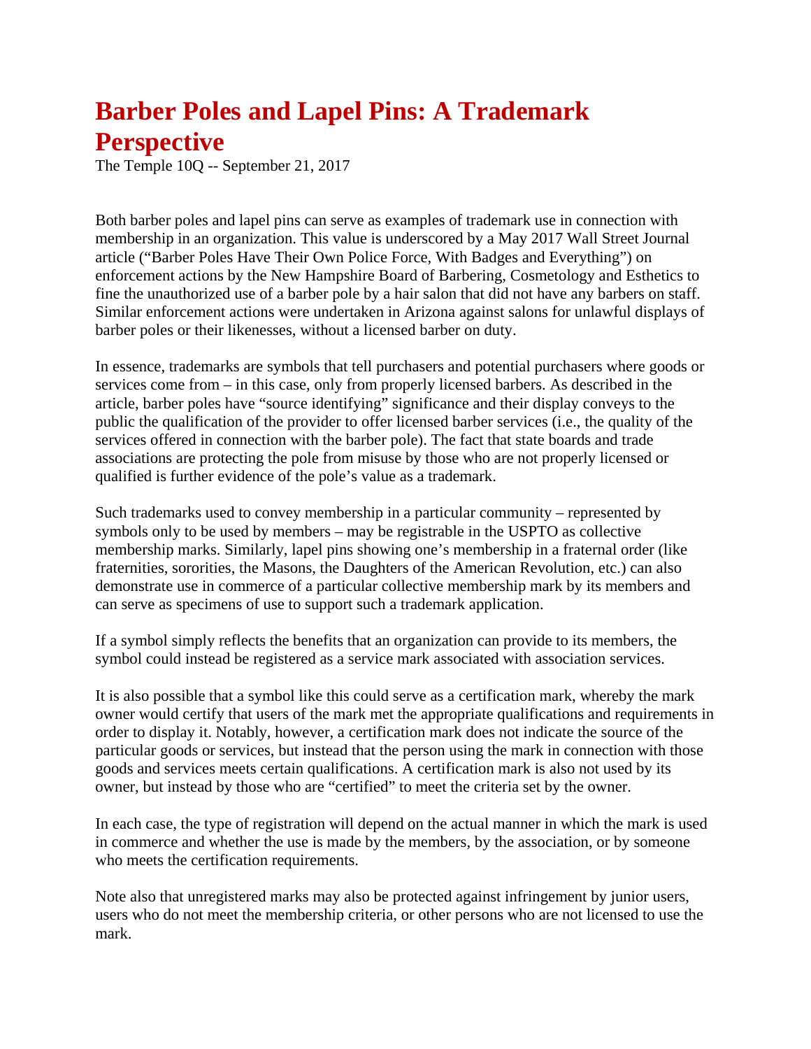# Barber Poles and Lapel Pins: A Trademark Perspective

The Temple 10Q -- September 21, 2017

Both barber poles and lapel pins can serve as examples of trademark use in connection with membership in an organization. This value is underscored by a May 2017 Wall Street Journal article ("Barber Poles Have Their Own Police Force, With Badges and Everything") on enforcement actions by the New Hampshire Board of Barbering, Cosmetology and Esthetics to fine the unauthorized use of a barber pole by a hair salon that did not have any barbers on staff. Similar enforcement actions were undertaken in Arizona against salons for unlawful displays of barber poles or their likenesses, without a licensed barber on duty.

In essence, trademarks are symbols that tell purchasers and potential purchasers where goods or services come from – in this case, only from properly licensed barbers. As described in the article, barber poles have "source identifying" significance and their display conveys to the public the qualification of the provider to offer licensed barber services (i.e., the quality of the services offered in connection with the barber pole). The fact that state boards and trade associations are protecting the pole from misuse by those who are not properly licensed or qualified is further evidence of the pole's value as a trademark.

Such trademarks used to convey membership in a particular community – represented by symbols only to be used by members – may be registrable in the USPTO as collective membership marks. Similarly, lapel pins showing one's membership in a fraternal order (like fraternities, sororities, the Masons, the Daughters of the American Revolution, etc.) can also demonstrate use in commerce of a particular collective membership mark by its members and can serve as specimens of use to support such a trademark application.

If a symbol simply reflects the benefits that an organization can provide to its members, the symbol could instead be registered as a service mark associated with association services.

It is also possible that a symbol like this could serve as a certification mark, whereby the mark owner would certify that users of the mark met the appropriate qualifications and requirements in order to display it. Notably, however, a certification mark does not indicate the source of the particular goods or services, but instead that the person using the mark in connection with those goods and services meets certain qualifications. A certification mark is also not used by its owner, but instead by those who are "certified" to meet the criteria set by the owner.

In each case, the type of registration will depend on the actual manner in which the mark is used in commerce and whether the use is made by the members, by the association, or by someone who meets the certification requirements.

Note also that unregistered marks may also be protected against infringement by junior users, users who do not meet the membership criteria, or other persons who are not licensed to use the mark.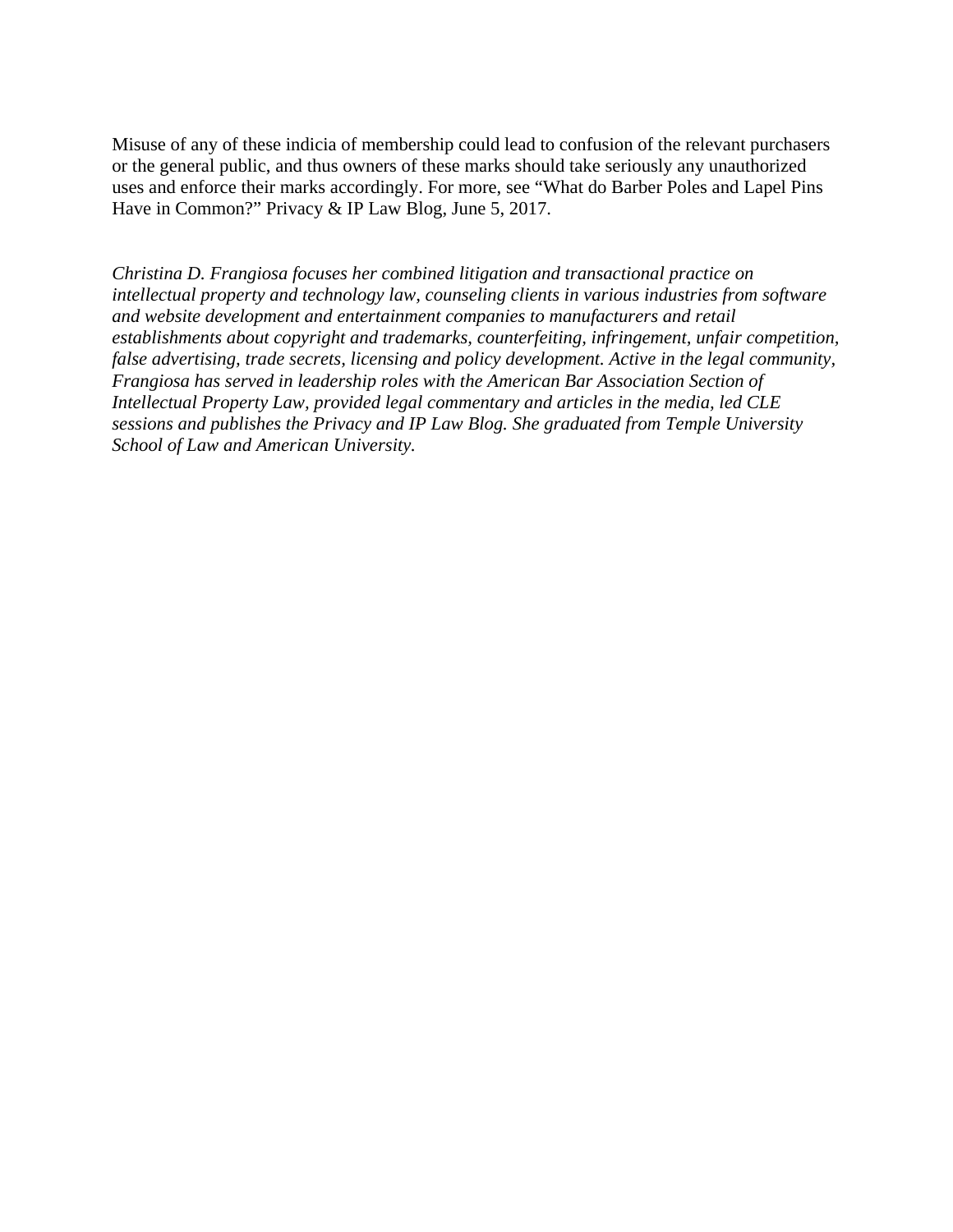Misuse of any of these indicia of membership could lead to confusion of the relevant purchasers or the general public, and thus owners of these marks should take seriously any unauthorized uses and enforce their marks accordingly. For more, see "What do Barber Poles and Lapel Pins Have in Common?" Privacy & IP Law Blog, June 5, 2017.

*Christina D. Frangiosa focuses her combined litigation and transactional practice on intellectual property and technology law, counseling clients in various industries from software and website development and entertainment companies to manufacturers and retail establishments about copyright and trademarks, counterfeiting, infringement, unfair competition, false advertising, trade secrets, licensing and policy development. Active in the legal community, Frangiosa has served in leadership roles with the American Bar Association Section of Intellectual Property Law, provided legal commentary and articles in the media, led CLE sessions and publishes the Privacy and IP Law Blog. She graduated from Temple University School of Law and American University.*